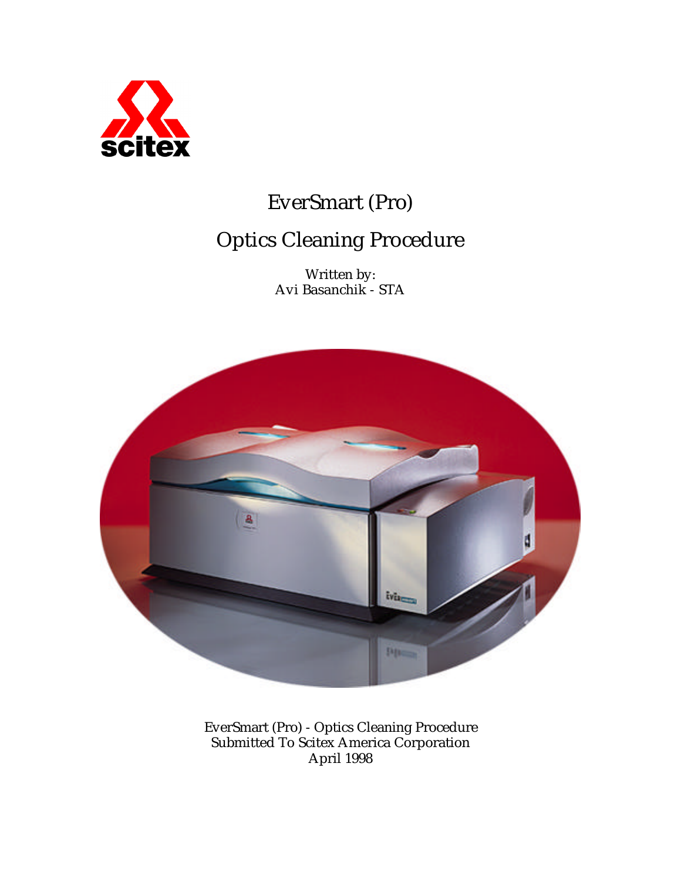scitex

# EverSmart (Pro)

# Optics Cleaning Procedure

Written by:
Avi Basanchik - STA

EverSmart (Pro) - Optics Cleaning Procedure
Submitted To Scitex America Corporation
April 1998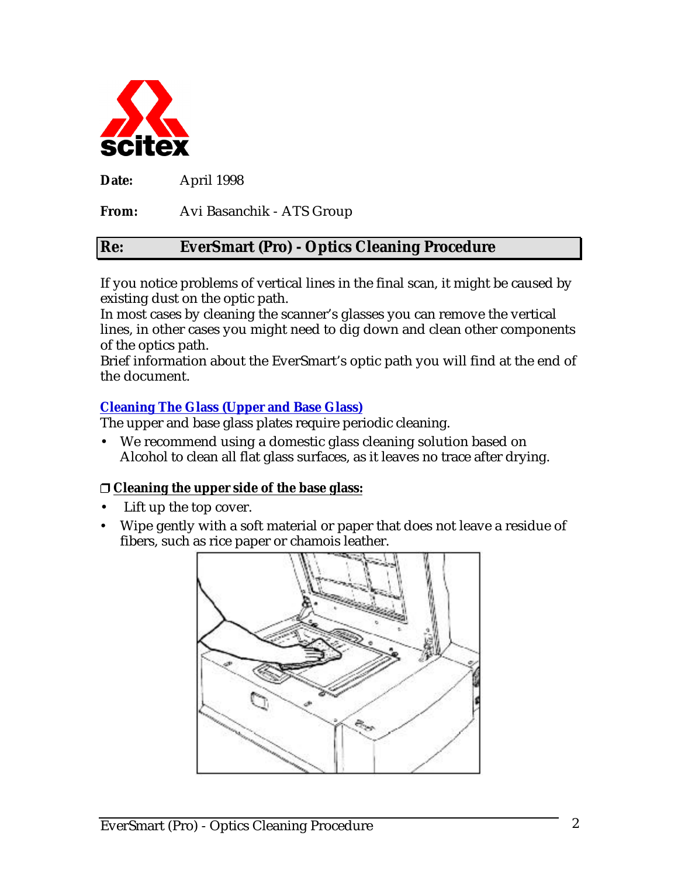**Date:** April 1998

**From:** Avi Basanchik - ATS Group

## Re: EverSmart (Pro) - Optics Cleaning Procedure

If you notice problems of vertical lines in the final scan, it might be caused by existing dust on the optic path.
In most cases by cleaning the scanner's glasses you can remove the vertical lines, in other cases you might need to dig down and clean other components of the optics path.
Brief information about the EverSmart's optic path you will find at the end of the document.

### Cleaning The Glass (Upper and Base Glass)

The upper and base glass plates require periodic cleaning.

- We recommend using a domestic glass cleaning solution based on Alcohol to clean all flat glass surfaces, as it leaves no trace after drying.

❒ **Cleaning the upper side of the base glass:**

- Lift up the top cover.
- Wipe gently with a soft material or paper that does not leave a residue of fibers, such as rice paper or chamois leather.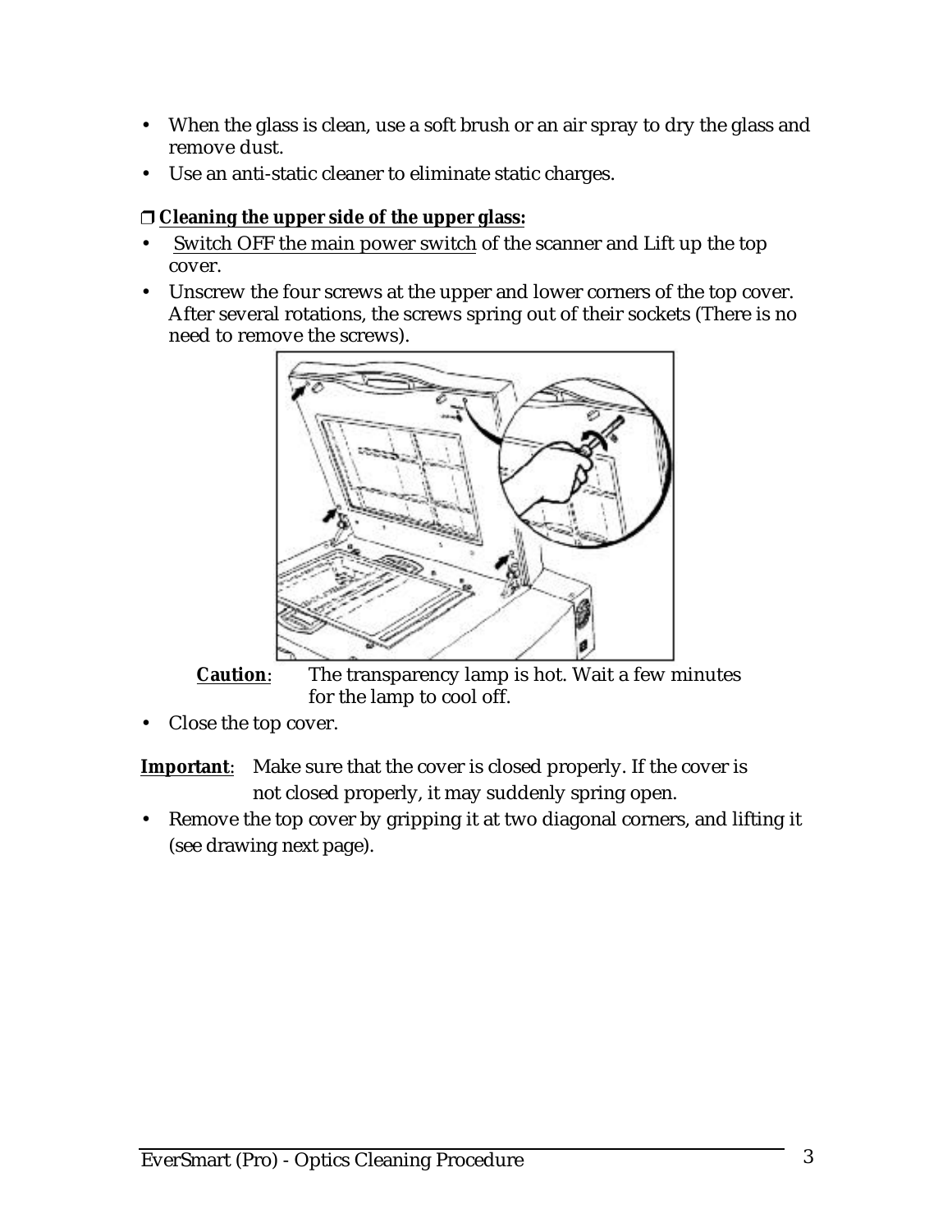- When the glass is clean, use a soft brush or an air spray to dry the glass and remove dust.
- Use an anti-static cleaner to eliminate static charges.

❒ **Cleaning the upper side of the upper glass:**

- Switch OFF the main power switch of the scanner and Lift up the top cover.
- Unscrew the four screws at the upper and lower corners of the top cover. After several rotations, the screws spring out of their sockets (There is no need to remove the screws).

**Caution**: The transparency lamp is hot. Wait a few minutes for the lamp to cool off.

- Close the top cover.

**Important**: Make sure that the cover is closed properly. If the cover is not closed properly, it may suddenly spring open.

- Remove the top cover by gripping it at two diagonal corners, and lifting it (see drawing next page).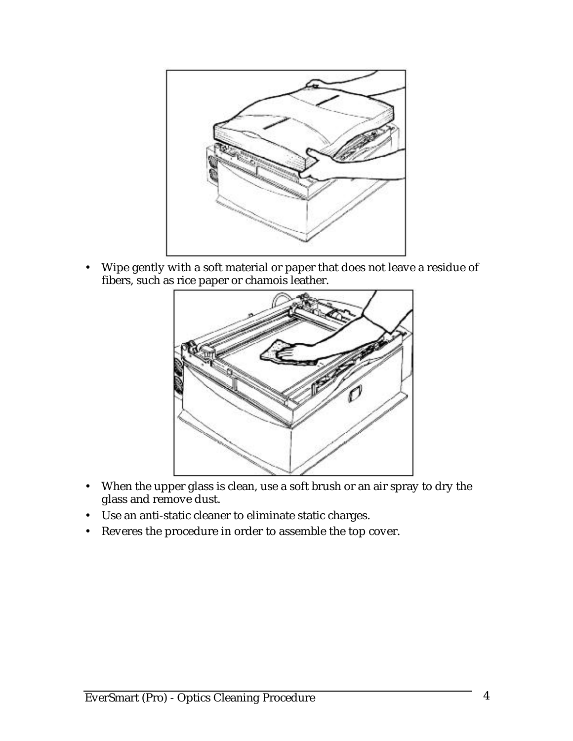- Wipe gently with a soft material or paper that does not leave a residue of fibers, such as rice paper or chamois leather.

- When the upper glass is clean, use a soft brush or an air spray to dry the glass and remove dust.
- Use an anti-static cleaner to eliminate static charges.
- Reveres the procedure in order to assemble the top cover.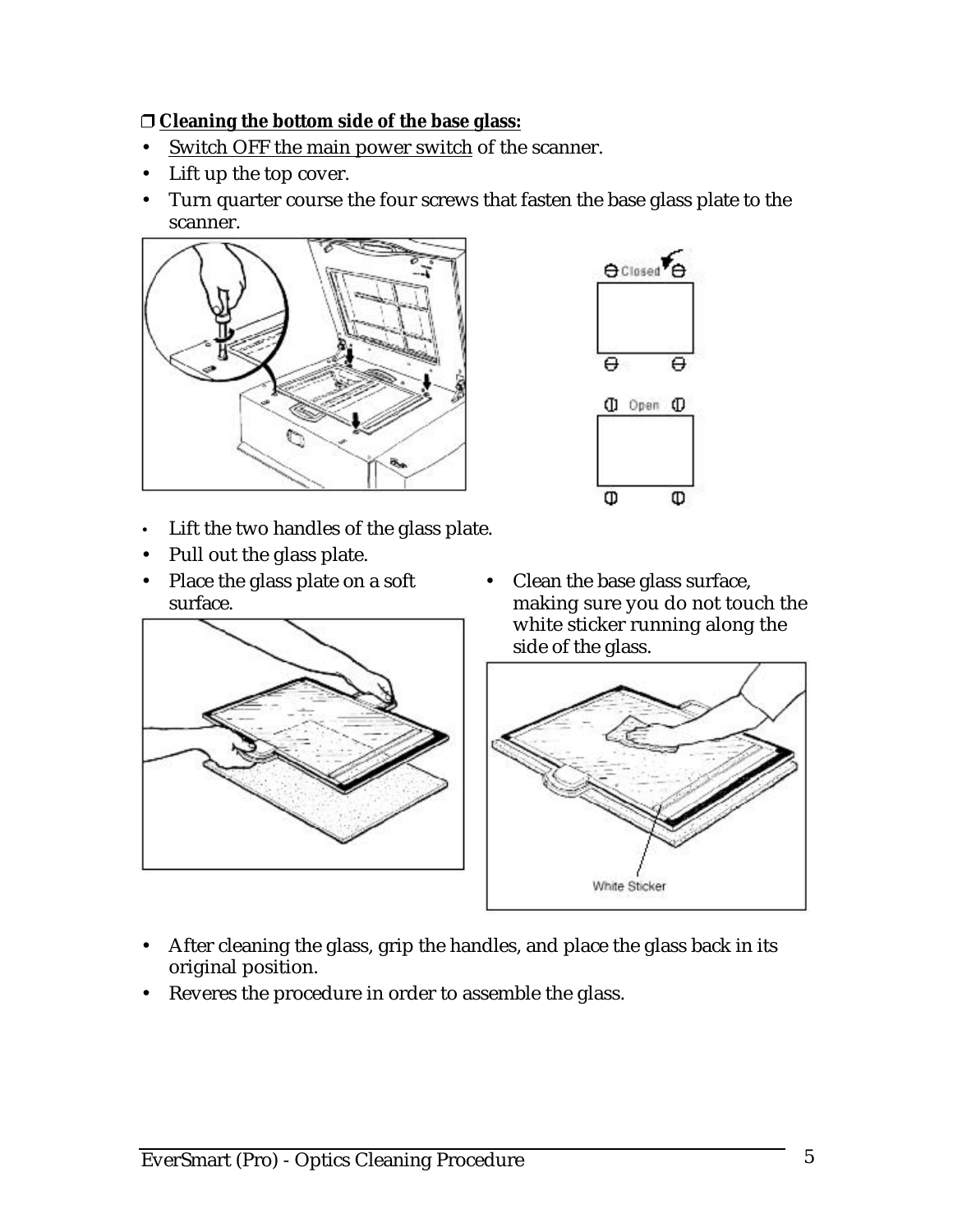❒ **Cleaning the bottom side of the base glass:**

- Switch OFF the main power switch of the scanner.
- Lift up the top cover.
- Turn quarter course the four screws that fasten the base glass plate to the scanner.

- Lift the two handles of the glass plate.
- Pull out the glass plate.
- Place the glass plate on a soft surface.
- Clean the base glass surface, making sure you do not touch the white sticker running along the side of the glass.

- After cleaning the glass, grip the handles, and place the glass back in its original position.
- Reveres the procedure in order to assemble the glass.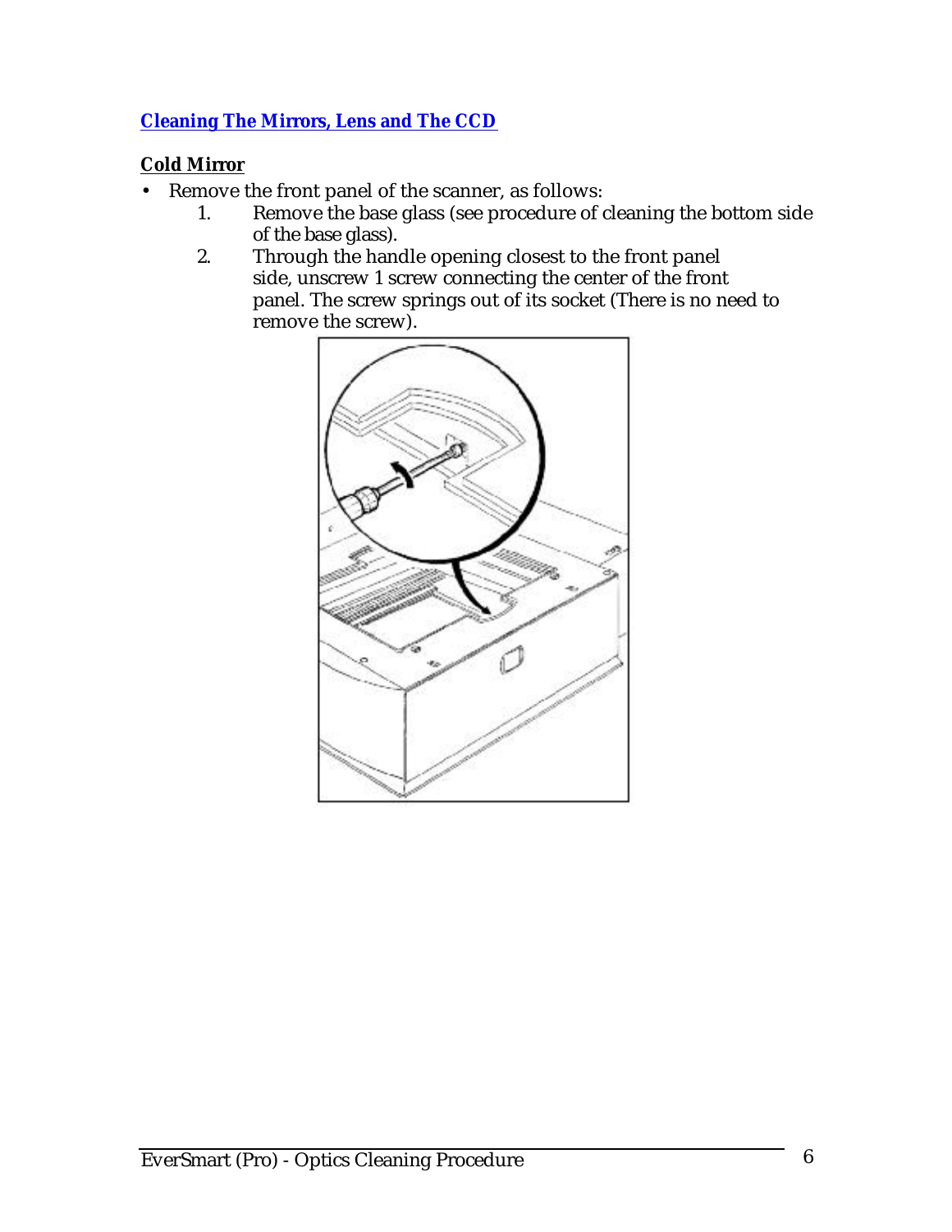## Cleaning The Mirrors, Lens and The CCD

### Cold Mirror

- Remove the front panel of the scanner, as follows:
  1. Remove the base glass (see procedure of cleaning the bottom side of the base glass).
  2. Through the handle opening closest to the front panel side, unscrew 1 screw connecting the center of the front panel. The screw springs out of its socket (There is no need to remove the screw).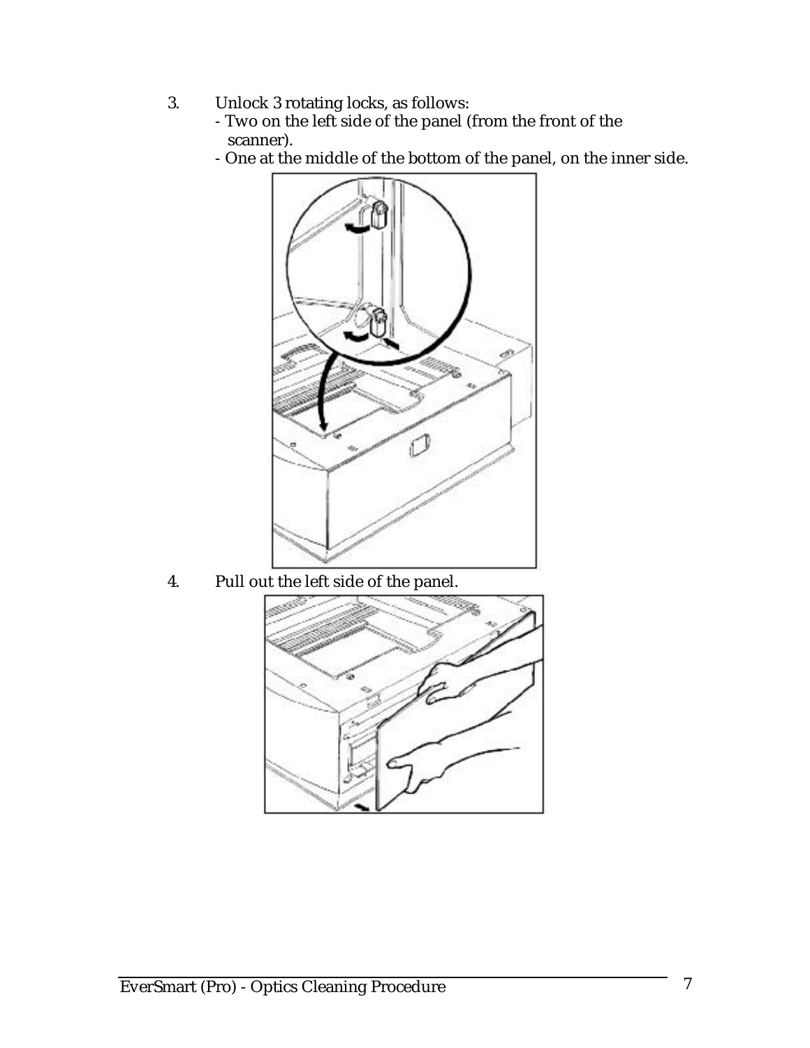3. Unlock 3 rotating locks, as follows:
   - Two on the left side of the panel (from the front of the scanner).
   - One at the middle of the bottom of the panel, on the inner side.

4. Pull out the left side of the panel.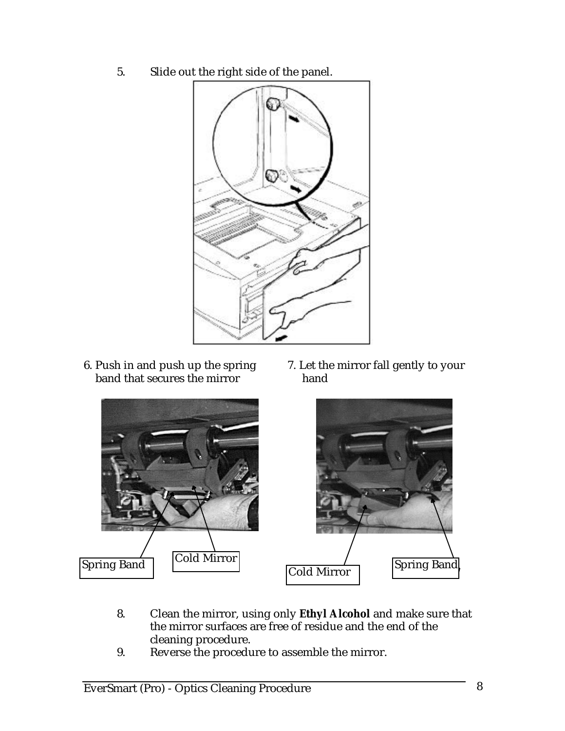5. Slide out the right side of the panel.

6. Push in and push up the spring band that secures the mirror

Spring Band

Cold Mirror

7. Let the mirror fall gently to your hand

Cold Mirror

Spring Band

8. Clean the mirror, using only ***Ethyl Alcohol*** and make sure that the mirror surfaces are free of residue and the end of the cleaning procedure.
9. Reverse the procedure to assemble the mirror.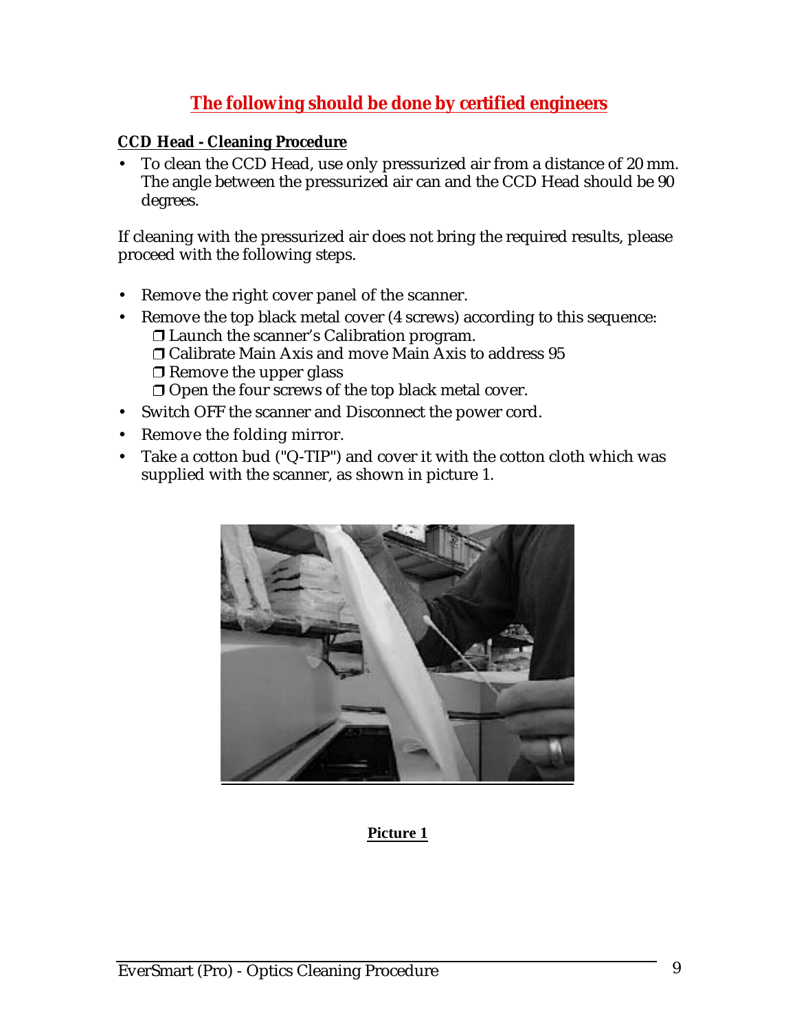## The following should be done by certified engineers

### CCD Head - Cleaning Procedure

- To clean the CCD Head, use only pressurized air from a distance of 20 mm. The angle between the pressurized air can and the CCD Head should be 90 degrees.

If cleaning with the pressurized air does not bring the required results, please proceed with the following steps.

- Remove the right cover panel of the scanner.
- Remove the top black metal cover (4 screws) according to this sequence:
  - ❒ Launch the scanner's Calibration program.
  - ❒ Calibrate Main Axis and move Main Axis to address 95
  - ❒ Remove the upper glass
  - ❒ Open the four screws of the top black metal cover.
- Switch OFF the scanner and Disconnect the power cord.
- Remove the folding mirror.
- Take a cotton bud ("Q-TIP") and cover it with the cotton cloth which was supplied with the scanner, as shown in picture 1.

**Picture 1**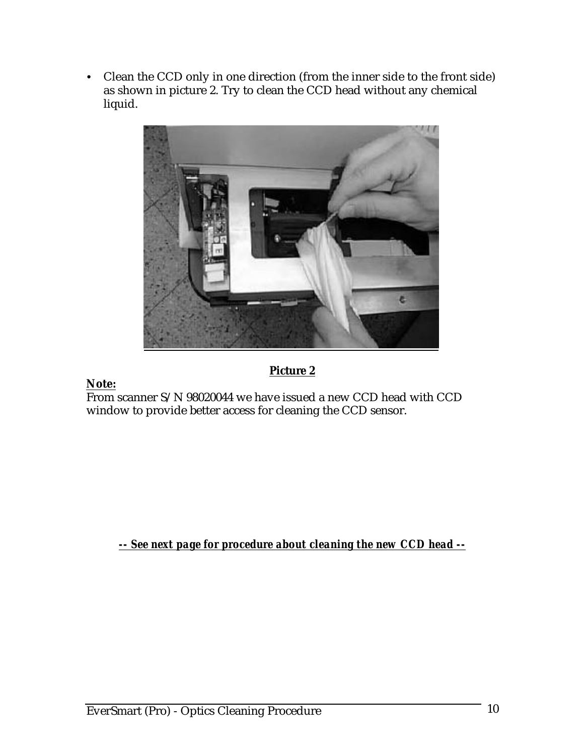- Clean the CCD only in one direction (from the inner side to the front side) as shown in picture 2. Try to clean the CCD head without any chemical liquid.

**Picture 2**

**Note:**

From scanner S/N 98020044 we have issued a new CCD head with CCD window to provide better access for cleaning the CCD sensor.

***-- See next page for procedure about cleaning the new CCD head --***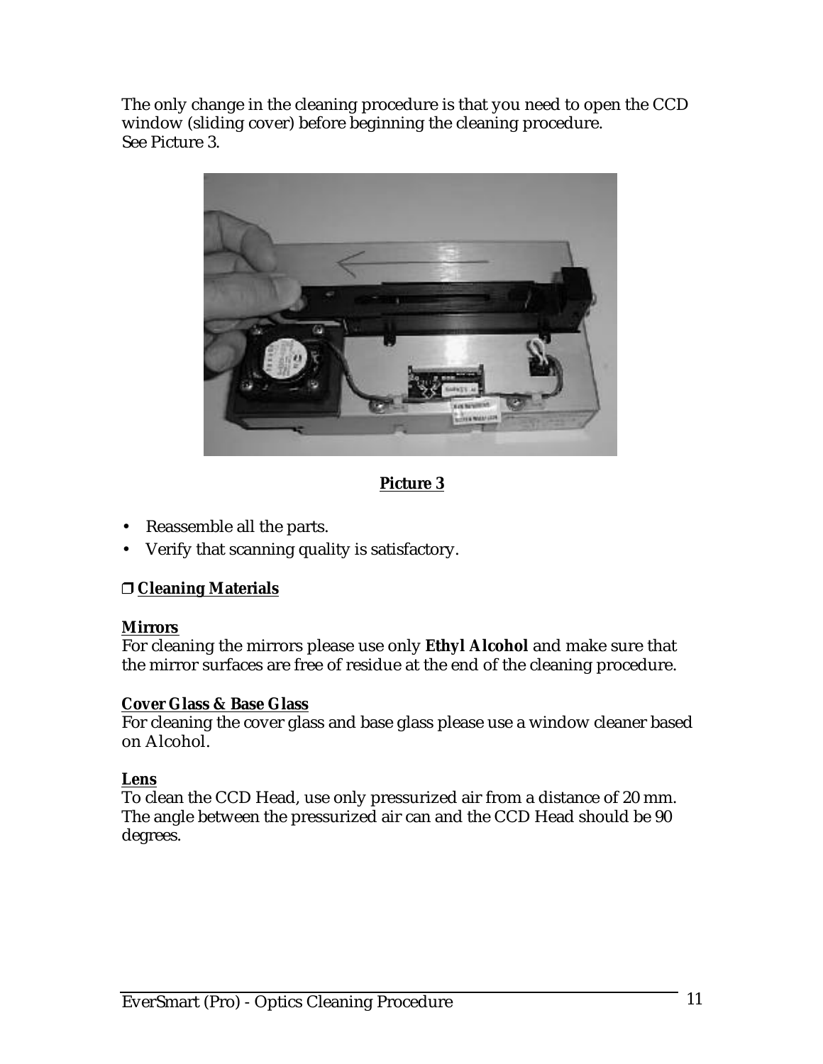The only change in the cleaning procedure is that you need to open the CCD window (sliding cover) before beginning the cleaning procedure.
See Picture 3.

**Picture 3**

- Reassemble all the parts.
- Verify that scanning quality is satisfactory.

## ❒ Cleaning Materials

**Mirrors**
For cleaning the mirrors please use only **Ethyl Alcohol** and make sure that the mirror surfaces are free of residue at the end of the cleaning procedure.

**Cover Glass & Base Glass**
For cleaning the cover glass and base glass please use a window cleaner based on Alcohol.

**Lens**
To clean the CCD Head, use only pressurized air from a distance of 20 mm. The angle between the pressurized air can and the CCD Head should be 90 degrees.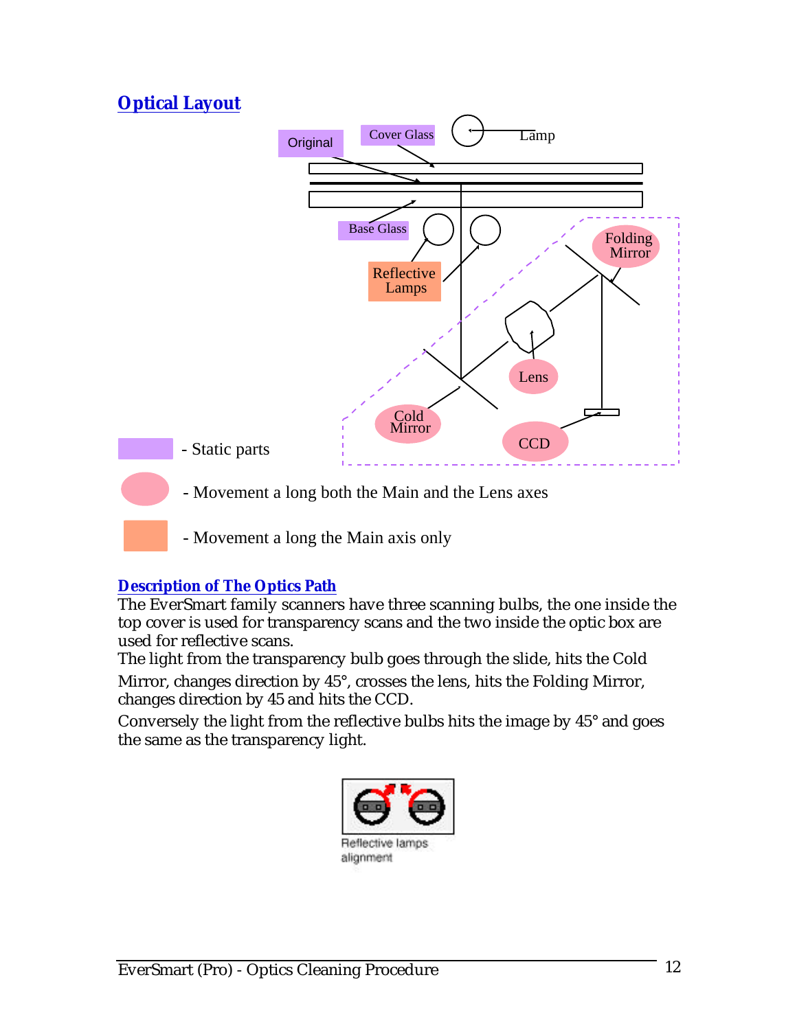## Optical Layout

Original

Cover Glass

Lamp

Base Glass

Reflective Lamps

Folding Mirror

Lens

Cold Mirror

CCD

- Static parts

- Movement a long both the Main and the Lens axes

- Movement a long the Main axis only

## Description of The Optics Path

The EverSmart family scanners have three scanning bulbs, the one inside the top cover is used for transparency scans and the two inside the optic box are used for reflective scans.

The light from the transparency bulb goes through the slide, hits the Cold Mirror, changes direction by 45°, crosses the lens, hits the Folding Mirror, changes direction by 45 and hits the CCD.

Conversely the light from the reflective bulbs hits the image by 45° and goes the same as the transparency light.

Reflective lamps alignment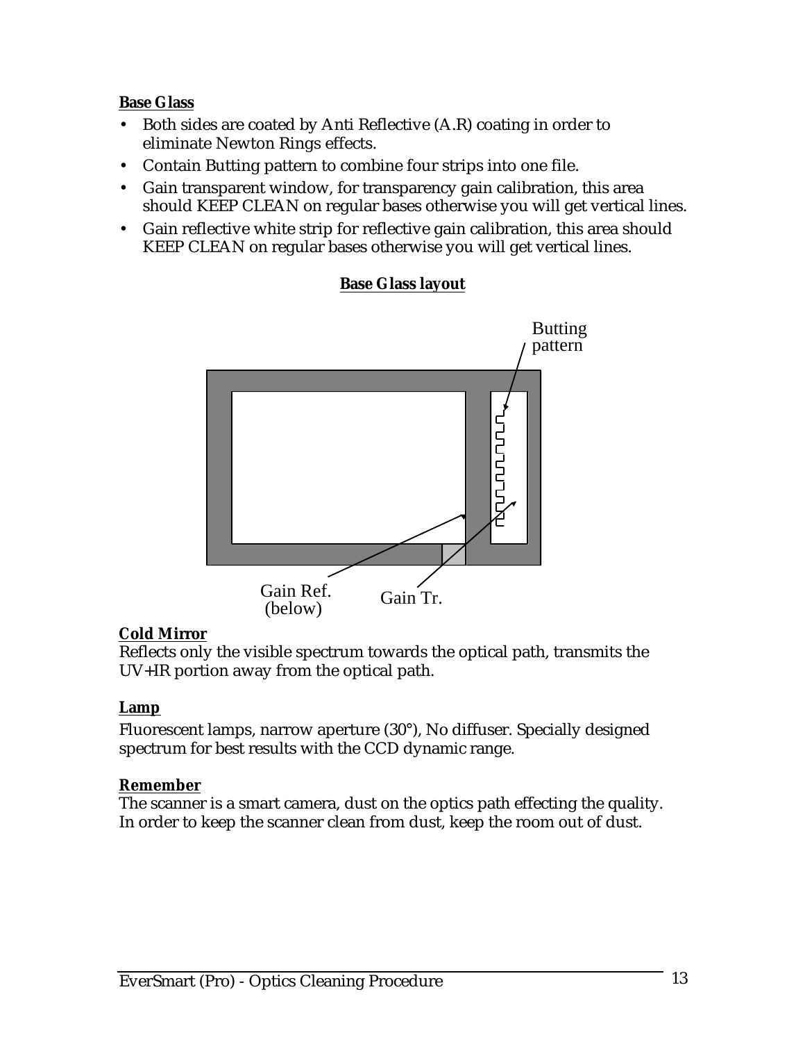**Base Glass**

- Both sides are coated by Anti Reflective (A.R) coating in order to eliminate Newton Rings effects.
- Contain Butting pattern to combine four strips into one file.
- Gain transparent window, for transparency gain calibration, this area should KEEP CLEAN on regular bases otherwise you will get vertical lines.
- Gain reflective white strip for reflective gain calibration, this area should KEEP CLEAN on regular bases otherwise you will get vertical lines.

**Base Glass layout**

Butting pattern

Gain Ref. (below)

Gain Tr.

**Cold Mirror**

Reflects only the visible spectrum towards the optical path, transmits the UV+IR portion away from the optical path.

**Lamp**

Fluorescent lamps, narrow aperture (30°), No diffuser. Specially designed spectrum for best results with the CCD dynamic range.

**Remember**

The scanner is a smart camera, dust on the optics path effecting the quality. In order to keep the scanner clean from dust, keep the room out of dust.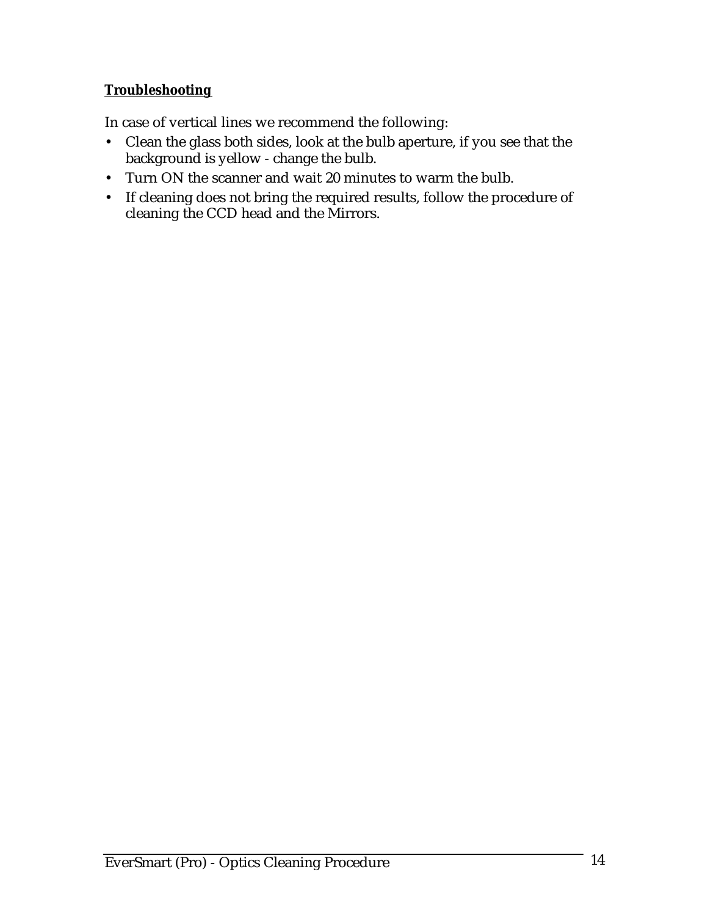**Troubleshooting**

In case of vertical lines we recommend the following:

- Clean the glass both sides, look at the bulb aperture, if you see that the background is yellow - change the bulb.
- Turn ON the scanner and wait 20 minutes to warm the bulb.
- If cleaning does not bring the required results, follow the procedure of cleaning the CCD head and the Mirrors.